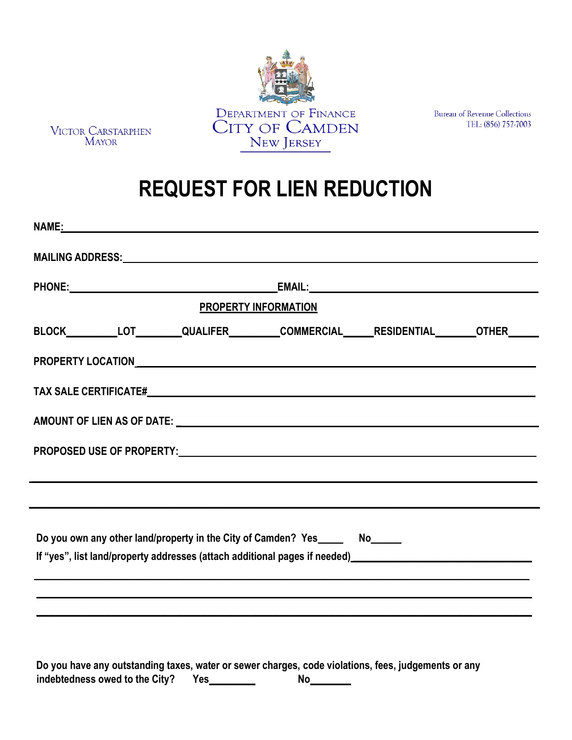Victor Carstarphen
Mayor

Department of Finance
City of Camden
New Jersey

Bureau of Revenue Collections
TEL: (856) 757-7003

# REQUEST FOR LIEN REDUCTION

**NAME:** ________________________________________________

**MAILING ADDRESS:** ________________________________________________

**PHONE:** ______________________ **EMAIL:** ______________________

**PROPERTY INFORMATION**

**BLOCK**_______ **LOT**_______ **QUALIFER**_______ **COMMERCIAL**_____ **RESIDENTIAL**_______ **OTHER**_____

**PROPERTY LOCATION** ________________________________________________

**TAX SALE CERTIFICATE#** ________________________________________________

**AMOUNT OF LIEN AS OF DATE:** ________________________________________________

**PROPOSED USE OF PROPERTY:** ________________________________________________

________________________________________________

________________________________________________

**Do you own any other land/property in the City of Camden? Yes_____ No______**

**If "yes", list land/property addresses (attach additional pages if needed)**______________________

________________________________________________

________________________________________________

________________________________________________

**Do you have any outstanding taxes, water or sewer charges, code violations, fees, judgements or any indebtedness owed to the City? Yes________ No________**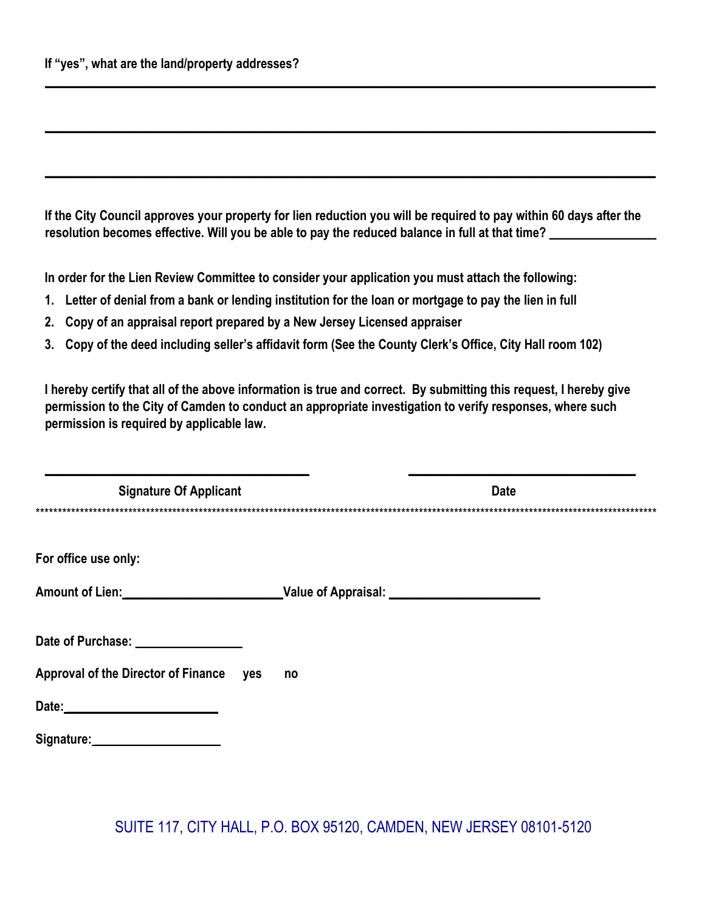**If "yes", what are the land/property addresses?**

\_\_\_\_\_\_\_\_\_\_\_\_\_\_\_\_\_\_\_\_\_\_\_\_\_\_\_\_\_\_\_\_\_\_\_\_\_\_\_\_\_\_\_\_\_\_\_\_\_\_\_\_\_\_\_\_\_\_\_\_\_\_\_\_\_\_\_\_\_\_

\_\_\_\_\_\_\_\_\_\_\_\_\_\_\_\_\_\_\_\_\_\_\_\_\_\_\_\_\_\_\_\_\_\_\_\_\_\_\_\_\_\_\_\_\_\_\_\_\_\_\_\_\_\_\_\_\_\_\_\_\_\_\_\_\_\_\_\_\_\_

\_\_\_\_\_\_\_\_\_\_\_\_\_\_\_\_\_\_\_\_\_\_\_\_\_\_\_\_\_\_\_\_\_\_\_\_\_\_\_\_\_\_\_\_\_\_\_\_\_\_\_\_\_\_\_\_\_\_\_\_\_\_\_\_\_\_\_\_\_\_

**If the City Council approves your property for lien reduction you will be required to pay within 60 days after the resolution becomes effective. Will you be able to pay the reduced balance in full at that time? \_\_\_\_\_\_\_\_\_\_\_\_\_\_\_\_**

**In order for the Lien Review Committee to consider your application you must attach the following:**

1. **Letter of denial from a bank or lending institution for the loan or mortgage to pay the lien in full**
2. **Copy of an appraisal report prepared by a New Jersey Licensed appraiser**
3. **Copy of the deed including seller's affidavit form (See the County Clerk's Office, City Hall room 102)**

**I hereby certify that all of the above information is true and correct. By submitting this request, I hereby give permission to the City of Camden to conduct an appropriate investigation to verify responses, where such permission is required by applicable law.**

\_\_\_\_\_\_\_\_\_\_\_\_\_\_\_\_\_\_\_\_\_\_\_\_\_\_\_\_\_\_ \_\_\_\_\_\_\_\_\_\_\_\_\_\_\_\_\_\_\_\_\_\_\_\_\_\_

**Signature Of Applicant** **Date**

*************************************************************************************************************************

**For office use only:**

**Amount of Lien:**\_\_\_\_\_\_\_\_\_\_\_\_\_\_\_\_\_\_\_\_\_\_**Value of Appraisal:** \_\_\_\_\_\_\_\_\_\_\_\_\_\_\_\_\_\_\_\_\_

**Date of Purchase:** \_\_\_\_\_\_\_\_\_\_\_\_\_\_\_\_

**Approval of the Director of Finance yes no**

**Date:**\_\_\_\_\_\_\_\_\_\_\_\_\_\_\_\_\_\_\_\_\_

**Signature:**\_\_\_\_\_\_\_\_\_\_\_\_\_\_\_\_\_\_\_

SUITE 117, CITY HALL, P.O. BOX 95120, CAMDEN, NEW JERSEY 08101-5120